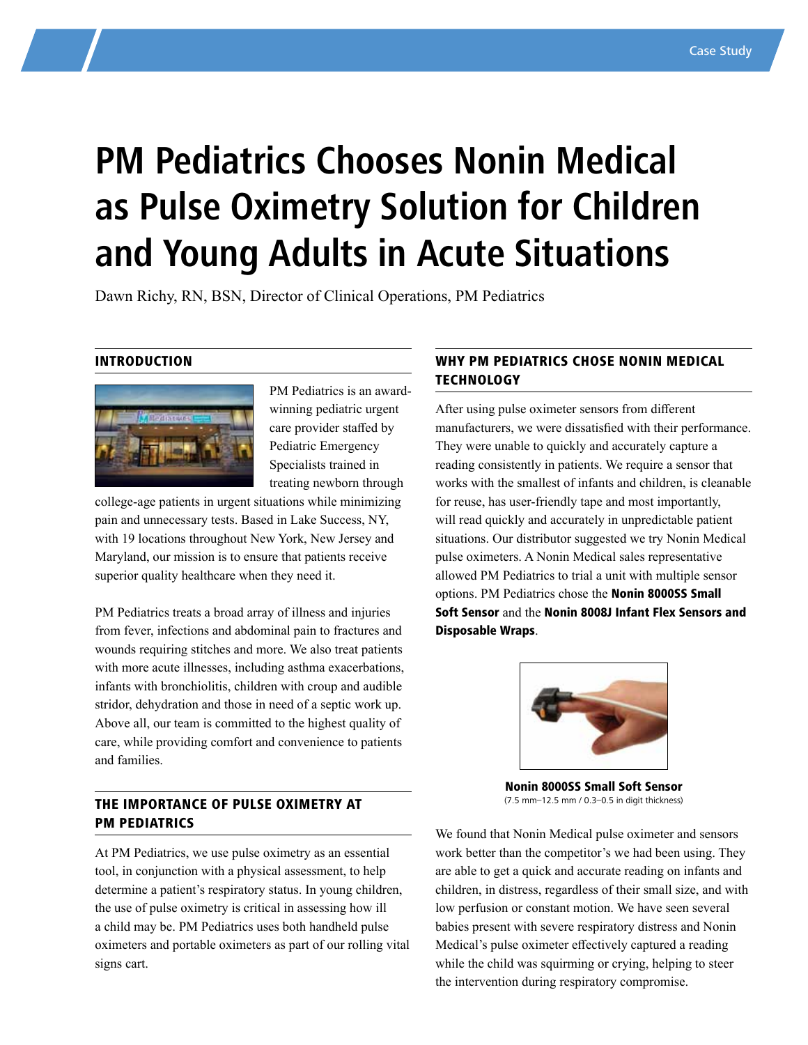Case Study

# PM Pediatrics Chooses Nonin Medical as Pulse Oximetry Solution for Children and Young Adults in Acute Situations

Dawn Richy, RN, BSN, Director of Clinical Operations, PM Pediatrics

## INTRODUCTION

PM Pediatrics is an award-winning pediatric urgent care provider staffed by Pediatric Emergency Specialists trained in treating newborn through college-age patients in urgent situations while minimizing pain and unnecessary tests. Based in Lake Success, NY, with 19 locations throughout New York, New Jersey and Maryland, our mission is to ensure that patients receive superior quality healthcare when they need it.

PM Pediatrics treats a broad array of illness and injuries from fever, infections and abdominal pain to fractures and wounds requiring stitches and more. We also treat patients with more acute illnesses, including asthma exacerbations, infants with bronchiolitis, children with croup and audible stridor, dehydration and those in need of a septic work up. Above all, our team is committed to the highest quality of care, while providing comfort and convenience to patients and families.

## THE IMPORTANCE OF PULSE OXIMETRY AT PM PEDIATRICS

At PM Pediatrics, we use pulse oximetry as an essential tool, in conjunction with a physical assessment, to help determine a patient's respiratory status. In young children, the use of pulse oximetry is critical in assessing how ill a child may be. PM Pediatrics uses both handheld pulse oximeters and portable oximeters as part of our rolling vital signs cart.

## WHY PM PEDIATRICS CHOSE NONIN MEDICAL TECHNOLOGY

After using pulse oximeter sensors from different manufacturers, we were dissatisfied with their performance. They were unable to quickly and accurately capture a reading consistently in patients. We require a sensor that works with the smallest of infants and children, is cleanable for reuse, has user-friendly tape and most importantly, will read quickly and accurately in unpredictable patient situations. Our distributor suggested we try Nonin Medical pulse oximeters. A Nonin Medical sales representative allowed PM Pediatrics to trial a unit with multiple sensor options. PM Pediatrics chose the **Nonin 8000SS Small Soft Sensor** and the **Nonin 8008J Infant Flex Sensors and Disposable Wraps**.

**Nonin 8000SS Small Soft Sensor**
(7.5 mm–12.5 mm / 0.3–0.5 in digit thickness)

We found that Nonin Medical pulse oximeter and sensors work better than the competitor's we had been using. They are able to get a quick and accurate reading on infants and children, in distress, regardless of their small size, and with low perfusion or constant motion. We have seen several babies present with severe respiratory distress and Nonin Medical's pulse oximeter effectively captured a reading while the child was squirming or crying, helping to steer the intervention during respiratory compromise.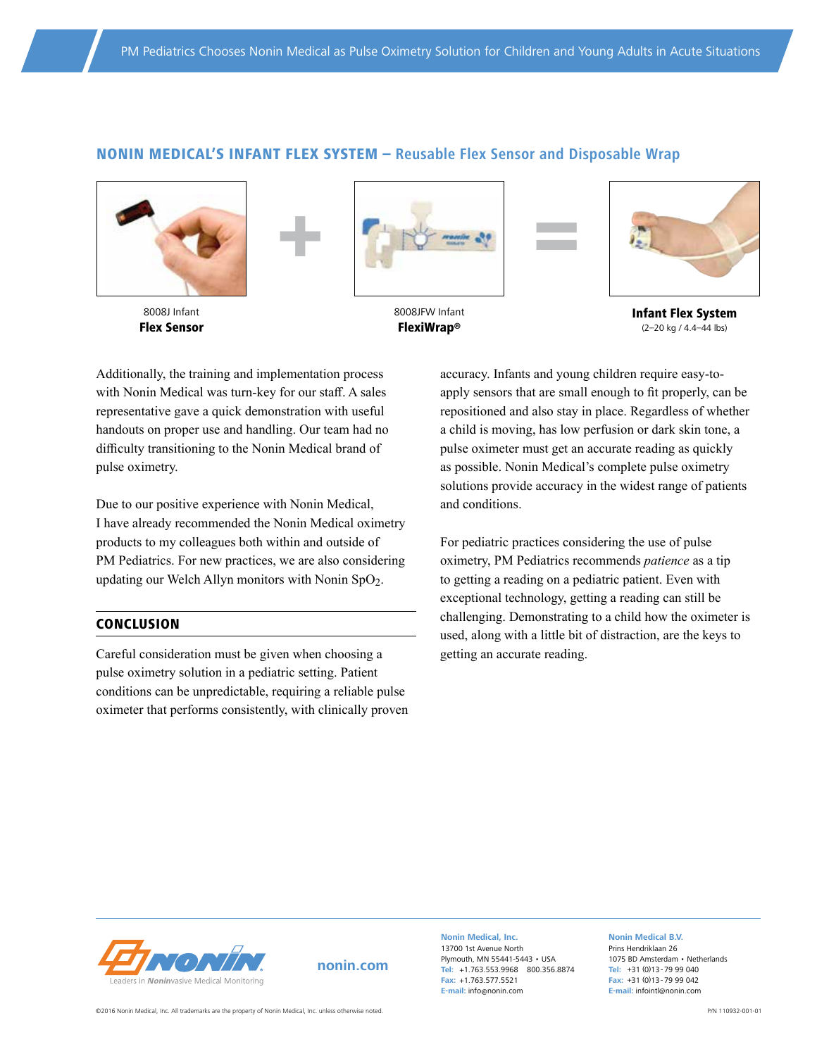## NONIN MEDICAL'S INFANT FLEX SYSTEM – Reusable Flex Sensor and Disposable Wrap

8008J Infant
**Flex Sensor**

8008JFW Infant
**FlexiWrap®**

**Infant Flex System**
(2–20 kg / 4.4–44 lbs)

Additionally, the training and implementation process with Nonin Medical was turn-key for our staff. A sales representative gave a quick demonstration with useful handouts on proper use and handling. Our team had no difficulty transitioning to the Nonin Medical brand of pulse oximetry.

Due to our positive experience with Nonin Medical, I have already recommended the Nonin Medical oximetry products to my colleagues both within and outside of PM Pediatrics. For new practices, we are also considering updating our Welch Allyn monitors with Nonin $SpO_2$.

### CONCLUSION

Careful consideration must be given when choosing a pulse oximetry solution in a pediatric setting. Patient conditions can be unpredictable, requiring a reliable pulse oximeter that performs consistently, with clinically proven accuracy. Infants and young children require easy-to-apply sensors that are small enough to fit properly, can be repositioned and also stay in place. Regardless of whether a child is moving, has low perfusion or dark skin tone, a pulse oximeter must get an accurate reading as quickly as possible. Nonin Medical's complete pulse oximetry solutions provide accuracy in the widest range of patients and conditions.

For pediatric practices considering the use of pulse oximetry, PM Pediatrics recommends *patience* as a tip to getting a reading on a pediatric patient. Even with exceptional technology, getting a reading can still be challenging. Demonstrating to a child how the oximeter is used, along with a little bit of distraction, are the keys to getting an accurate reading.

NONIN
Leaders in Noninvasive Medical Monitoring

nonin.com

**Nonin Medical, Inc.**
13700 1st Avenue North
Plymouth, MN 55441-5443 • USA
Tel: +1.763.553.9968 800.356.8874
Fax: +1.763.577.5521
E-mail: info@nonin.com

**Nonin Medical B.V.**
Prins Hendriklaan 26
1075 BD Amsterdam • Netherlands
Tel: +31 (0)13-79 99 040
Fax: +31 (0)13-79 99 042
E-mail: infointl@nonin.com

©2016 Nonin Medical, Inc. All trademarks are the property of Nonin Medical, Inc. unless otherwise noted.

P/N 110932-001-01